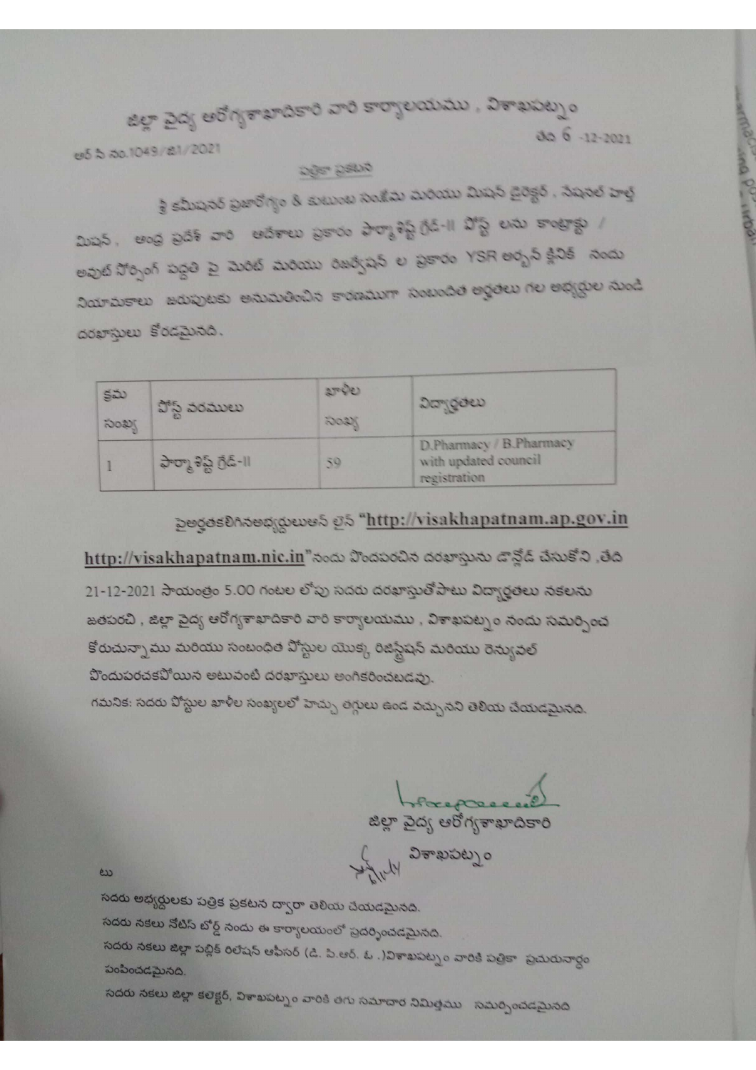# జిల్లా వైద్య ఆరోగ్యశాఖాధికారి వారి కార్యాలయము , విశాఖపట్నం

ఆర్ సి నం.1049/జి1/2021

తేది 6 -12-2021

## పత్రికా ప్రకటన

శ్రీ కమీషనర్ ప్రజారోగ్యం & కుటుంబ సంక్షేమ మరియు మిషన్ డైరెక్టర్ , నేషనల్ హెల్త్ మిషన్, ఆంధ్ర ప్రదేశ్ వారి ఆదేశాలు ప్రకారం ఫార్మాసిస్ట్ గ్రేడ్-II పోస్ట్ లను కాంట్రాక్టు / అవుట్ సోర్సింగ్ పద్ధతి పై మెరిట్ మరియు రిజర్వేషన్ ల ప్రకారం YSR అర్బన్ క్లినిక్ నందు నియామకాలు జరుపుటకు అనుమతించిన కారణముగా సంబంధిత అర్హతలు గల అభ్యర్థుల నుండి దరఖాస్తులు కోరడమైనది.

| క్రమ సంఖ్య | పోస్ట్ వరములు | ఖాళీల సంఖ్య | విద్యార్హతలు |
|---|---|---|---|
| 1 | ఫార్మాశిస్ట్ గ్రేడ్-II | 59 | D.Pharmacy / B.Pharmacy with updated council registration |

పైఅర్హతకలిగినఅభ్యర్థులుఆన్ లైన్ "**http://visakhapatnam.ap.gov.in** **http://visakhapatnam.nic.in**"నందు పొందపరచిన దరఖాస్తును డౌన్లోడ్ చేసుకొని ,తేది 21-12-2021 సాయంత్రం 5.00 గంటల లోపు సదరు దరఖాస్తుతోపాటు విద్యార్హతలు నకలను జతపరచి , జిల్లా వైద్య ఆరోగ్యశాఖాధికారి వారి కార్యాలయము , విశాఖపట్నం నందు సమర్పించ కోరుచున్నాము మరియు సంబంధిత పోస్టుల యొక్క రిజిస్ట్రేషన్ మరియు రెన్యువల్ పొందుపరచకపోయిన అటువంటి దరఖాస్తులు అంగీకరించబడవు.

గమనిక: సదరు పోస్టుల ఖాళీల సంఖ్యలలో హెచ్చు తగ్గులు ఉండ వచ్చునని తెలియ చేయడమైనది.

జిల్లా వైద్య ఆరోగ్యశాఖాధికారి
విశాఖపట్నం

టు

సదరు అభ్యర్థులకు పత్రిక ప్రకటన ద్వారా తెలియ చేయడమైనది.

సదరు నకలు నోటిస్ బోర్డ్ నందు ఈ కార్యాలయంలో ప్రదర్శించడమైనది.

సదరు నకలు జిల్లా పబ్లిక్ రిలేషన్ ఆఫీసర్ (డి. పి.ఆర్. ఓ .)విశాఖపట్నం వారికి పత్రికా ప్రచురునార్థం పంపించడమైనది.

సదరు నకలు జిల్లా కలెక్టర్, విశాఖపట్నం వారికి తగు సమాచార నిమిత్తము సమర్పించడమైనది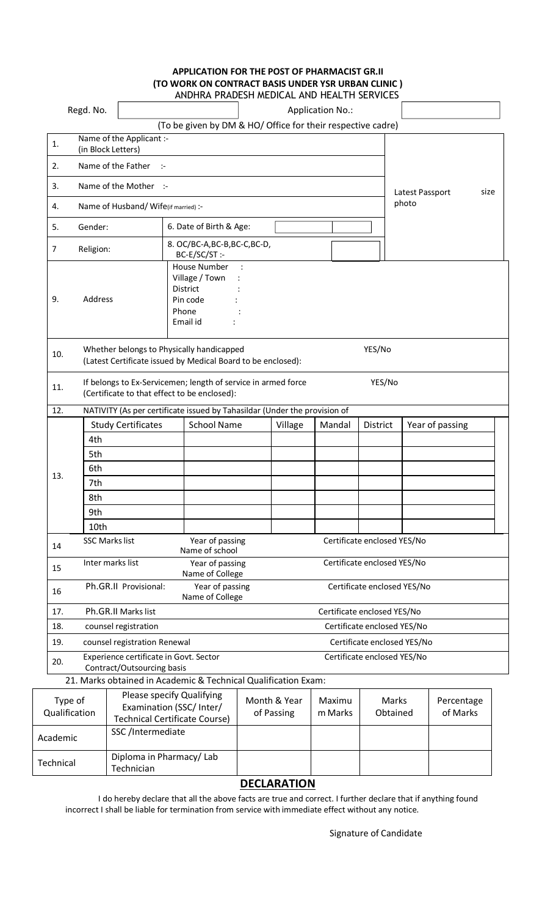**APPLICATION FOR THE POST OF PHARMACIST GR.II**
**(TO WORK ON CONTRACT BASIS UNDER YSR URBAN CLINIC )**
ANDHRA PRADESH MEDICAL AND HEALTH SERVICES

| Regd. No. | | Application No.: | |
|---|---|---|---|

(To be given by DM & HO/ Office for their respective cadre)

| | | | | Latest Passport size photo |
|---|---|---|---|---|
| 1. | Name of the Applicant :- (in Block Letters) | | | |
| 2. | Name of the Father :- | | | |
| 3. | Name of the Mother :- | | | |
| 4. | Name of Husband/ Wife(if married) :- | | | |
| 5. | Gender: | 6. Date of Birth & Age: | | |
| 7 | Religion: | 8. OC/BC-A,BC-B,BC-C,BC-D, BC-E/SC/ST :- | | |
| 9. | Address | House Number :<br>Village / Town :<br>District :<br>Pin code :<br>Phone :<br>Email id : | | |
| 10. | Whether belongs to Physically handicapped (Latest Certificate issued by Medical Board to be enclosed): | YES/No | | |
| 11. | If belongs to Ex-Servicemen; length of service in armed force (Certificate to that effect to be enclosed): | YES/No | | |
| 12. | NATIVITY (As per certificate issued by Tahasildar (Under the provision of | | | |

| 13. | Study Certificates | School Name | Village | Mandal | District | Year of passing |
|---|---|---|---|---|---|---|
| | 4th | | | | | |
| | 5th | | | | | |
| | 6th | | | | | |
| | 7th | | | | | |
| | 8th | | | | | |
| | 9th | | | | | |
| | 10th | | | | | |

| | | | |
|---|---|---|---|
| 14 | SSC Marks list | Year of passing<br>Name of school | Certificate enclosed YES/No |
| 15 | Inter marks list | Year of passing<br>Name of College | Certificate enclosed YES/No |
| 16 | Ph.GR.II Provisional: | Year of passing<br>Name of College | Certificate enclosed YES/No |
| 17. | Ph.GR.II Marks list | | Certificate enclosed YES/No |
| 18. | counsel registration | | Certificate enclosed YES/No |
| 19. | counsel registration Renewal | | Certificate enclosed YES/No |
| 20. | Experience certificate in Govt. Sector Contract/Outsourcing basis | | Certificate enclosed YES/No |

21. Marks obtained in Academic & Technical Qualification Exam:

| Type of Qualification | Please specify Qualifying Examination (SSC/ Inter/ Technical Certificate Course) | Month & Year of Passing | Maximum Marks | Marks Obtained | Percentage of Marks |
|---|---|---|---|---|---|
| Academic | SSC /Intermediate | | | | |
| Technical | Diploma in Pharmacy/ Lab Technician | | | | |

## DECLARATION

I do hereby declare that all the above facts are true and correct. I further declare that if anything found incorrect I shall be liable for termination from service with immediate effect without any notice.

Signature of Candidate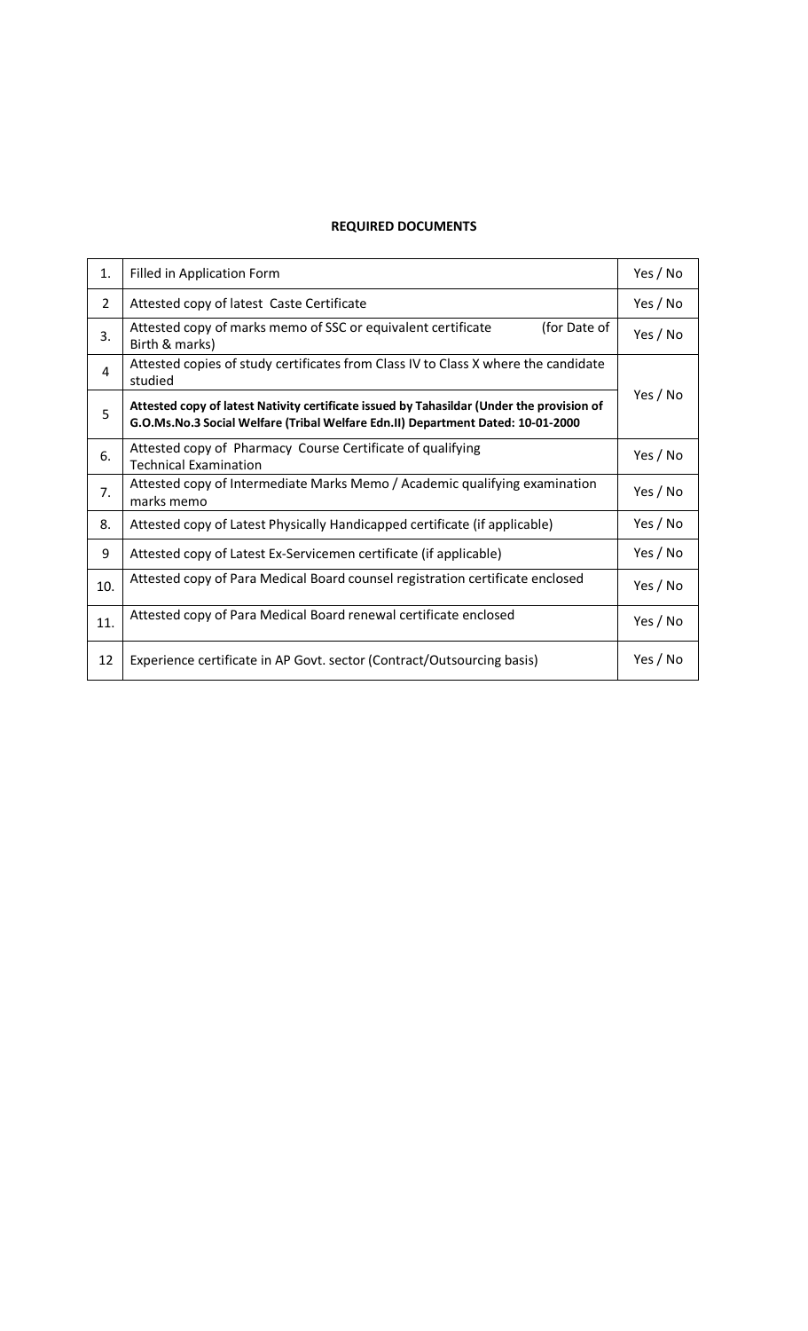**REQUIRED DOCUMENTS**

| | | |
|---|---|---|
| 1. | Filled in Application Form | Yes / No |
| 2 | Attested copy of latest Caste Certificate | Yes / No |
| 3. | Attested copy of marks memo of SSC or equivalent certificate (for Date of Birth & marks) | Yes / No |
| 4 | Attested copies of study certificates from Class IV to Class X where the candidate studied | Yes / No |
| 5 | **Attested copy of latest Nativity certificate issued by Tahasildar (Under the provision of G.O.Ms.No.3 Social Welfare (Tribal Welfare Edn.II) Department Dated: 10-01-2000** | |
| 6. | Attested copy of Pharmacy Course Certificate of qualifying Technical Examination | Yes / No |
| 7. | Attested copy of Intermediate Marks Memo / Academic qualifying examination marks memo | Yes / No |
| 8. | Attested copy of Latest Physically Handicapped certificate (if applicable) | Yes / No |
| 9 | Attested copy of Latest Ex-Servicemen certificate (if applicable) | Yes / No |
| 10. | Attested copy of Para Medical Board counsel registration certificate enclosed | Yes / No |
| 11. | Attested copy of Para Medical Board renewal certificate enclosed | Yes / No |
| 12 | Experience certificate in AP Govt. sector (Contract/Outsourcing basis) | Yes / No |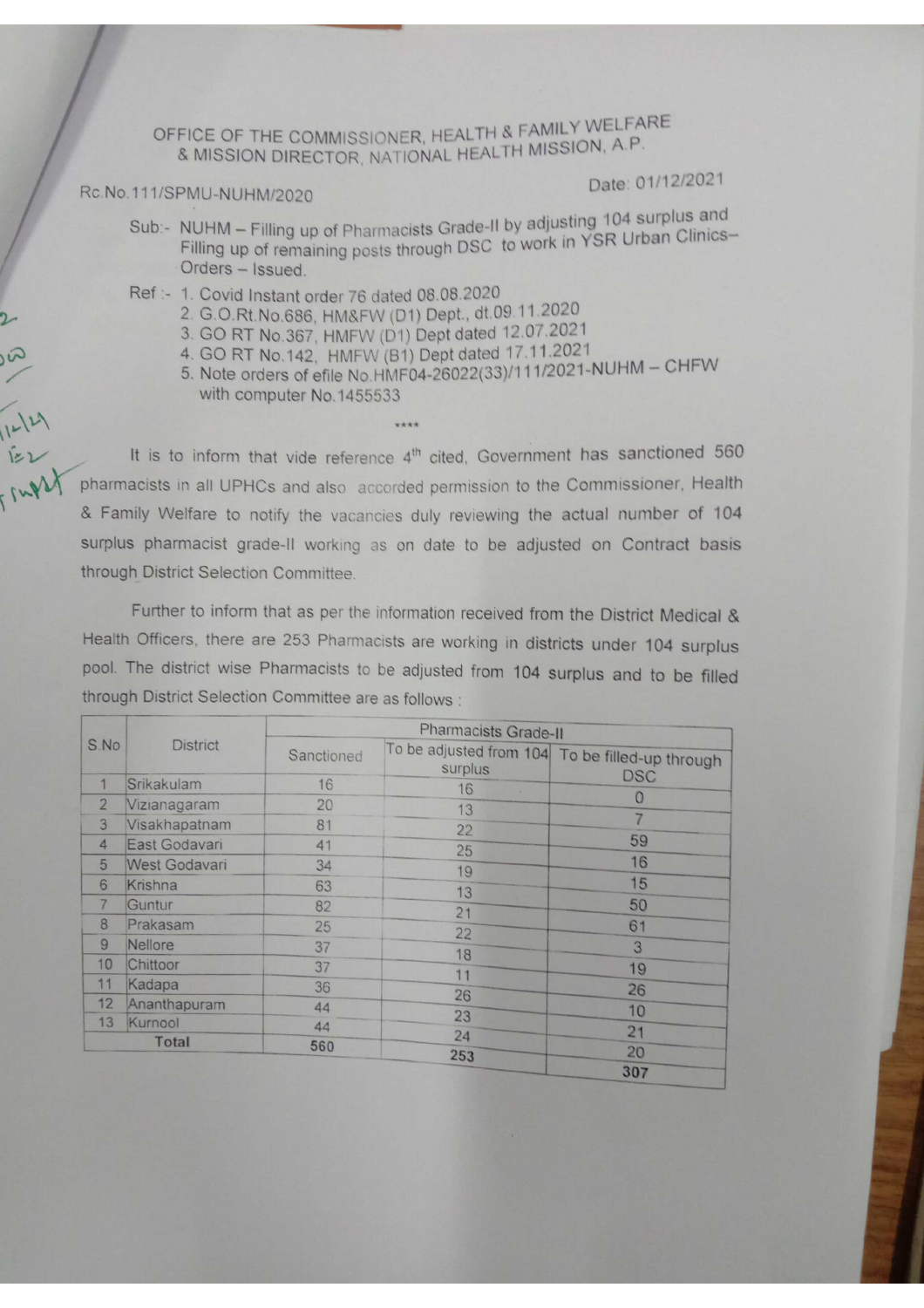# OFFICE OF THE COMMISSIONER, HEALTH & FAMILY WELFARE & MISSION DIRECTOR, NATIONAL HEALTH MISSION, A.P.

Rc.No.111/SPMU-NUHM/2020 Date: 01/12/2021

Sub:- NUHM – Filling up of Pharmacists Grade-II by adjusting 104 surplus and Filling up of remaining posts through DSC to work in YSR Urban Clinics– Orders – Issued.

Ref :- 1. Covid Instant order 76 dated 08.08.2020
2. G.O.Rt.No.686, HM&FW (D1) Dept., dt.09.11.2020
3. GO RT No.367, HMFW (D1) Dept dated 12.07.2021
4. GO RT No.142, HMFW (B1) Dept dated 17.11.2021
5. Note orders of efile No.HMF04-26022(33)/111/2021-NUHM – CHFW with computer No.1455533

\*\*\*\*

It is to inform that vide reference 4[th] cited, Government has sanctioned 560 pharmacists in all UPHCs and also accorded permission to the Commissioner, Health & Family Welfare to notify the vacancies duly reviewing the actual number of 104 surplus pharmacist grade-II working as on date to be adjusted on Contract basis through District Selection Committee.

Further to inform that as per the information received from the District Medical & Health Officers, there are 253 Pharmacists are working in districts under 104 surplus pool. The district wise Pharmacists to be adjusted from 104 surplus and to be filled through District Selection Committee are as follows :

| S.No | District | Pharmacists Grade-II | | |
|---|---|---|---|---|
| | | Sanctioned | To be adjusted from 104 surplus | To be filled-up through DSC |
| 1 | Srikakulam | 16 | 16 | 0 |
| 2 | Vizianagaram | 20 | 13 | 7 |
| 3 | Visakhapatnam | 81 | 22 | 59 |
| 4 | East Godavari | 41 | 25 | 16 |
| 5 | West Godavari | 34 | 19 | 15 |
| 6 | Krishna | 63 | 13 | 50 |
| 7 | Guntur | 82 | 21 | 61 |
| 8 | Prakasam | 25 | 22 | 3 |
| 9 | Nellore | 37 | 18 | 19 |
| 10 | Chittoor | 37 | 11 | 26 |
| 11 | Kadapa | 36 | 26 | 10 |
| 12 | Ananthapuram | 44 | 23 | 21 |
| 13 | Kurnool | 44 | 24 | 20 |
| **Total** | | **560** | **253** | **307** |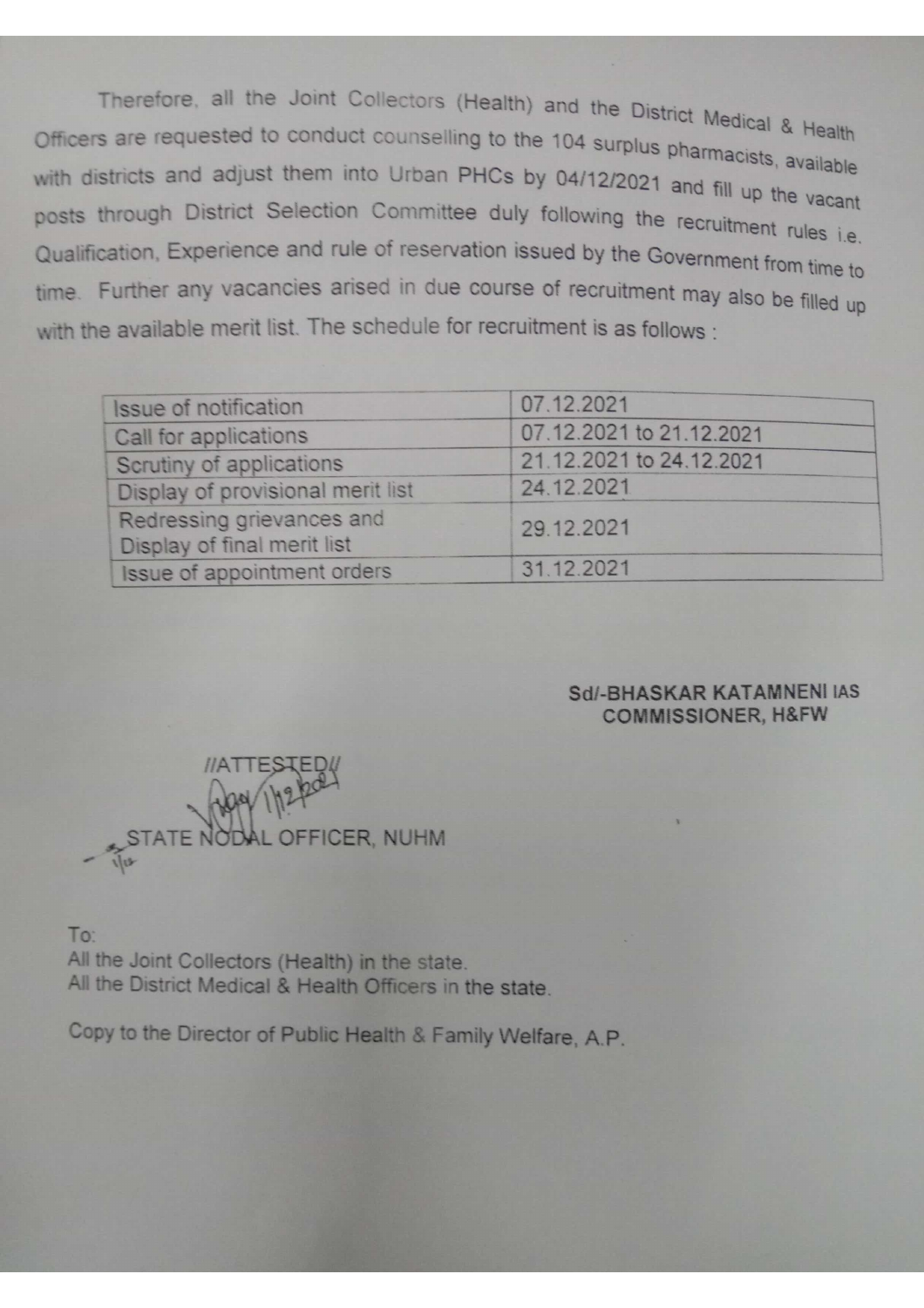Therefore, all the Joint Collectors (Health) and the District Medical & Health Officers are requested to conduct counselling to the 104 surplus pharmacists, available with districts and adjust them into Urban PHCs by 04/12/2021 and fill up the vacant posts through District Selection Committee duly following the recruitment rules i.e. Qualification, Experience and rule of reservation issued by the Government from time to time. Further any vacancies arised in due course of recruitment may also be filled up with the available merit list. The schedule for recruitment is as follows :

| | |
|---|---|
| Issue of notification | 07.12.2021 |
| Call for applications | 07.12.2021 to 21.12.2021 |
| Scrutiny of applications | 21.12.2021 to 24.12.2021 |
| Display of provisional merit list | 24.12.2021 |
| Redressing grievances and Display of final merit list | 29.12.2021 |
| Issue of appointment orders | 31.12.2021 |

**Sd/-BHASKAR KATAMNENI IAS**
**COMMISSIONER, H&FW**

//ATTESTED//

STATE NODAL OFFICER, NUHM

To:
All the Joint Collectors (Health) in the state.
All the District Medical & Health Officers in the state.

Copy to the Director of Public Health & Family Welfare, A.P.